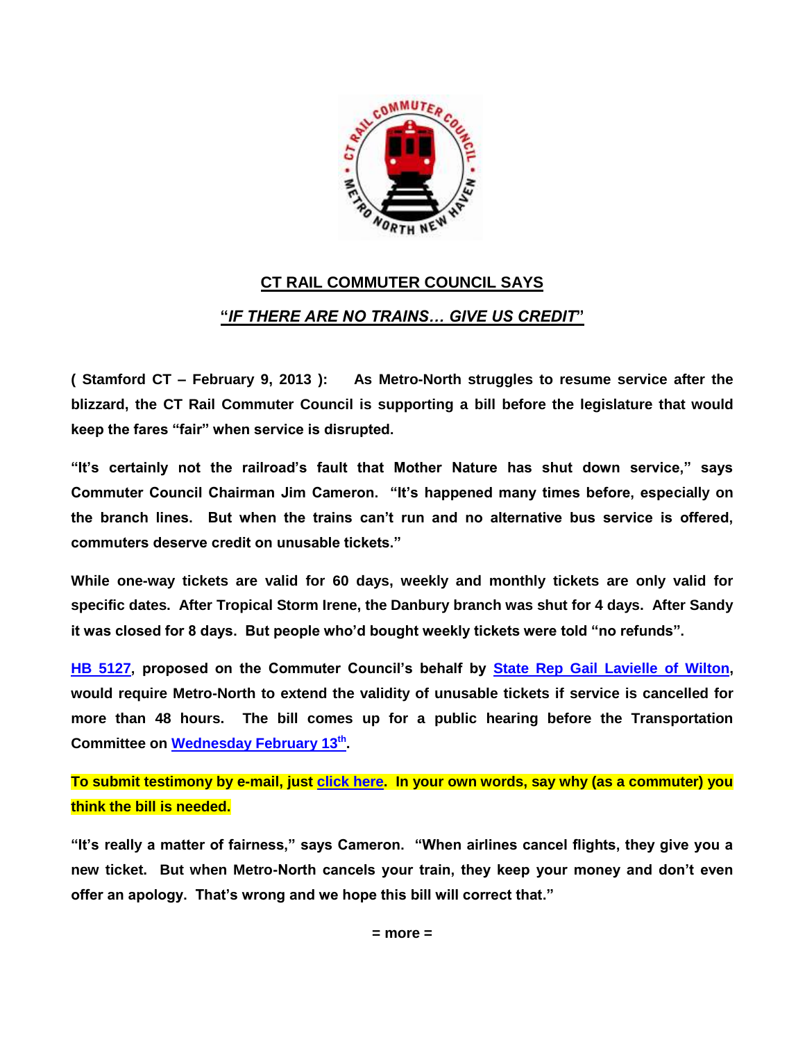# CT RAIL COMMUTER COUNCIL SAYS

## "*IF THERE ARE NO TRAINS… GIVE US CREDIT*"

**( Stamford CT – February 9, 2013 ): As Metro-North struggles to resume service after the blizzard, the CT Rail Commuter Council is supporting a bill before the legislature that would keep the fares "fair" when service is disrupted.**

**"It's certainly not the railroad's fault that Mother Nature has shut down service," says Commuter Council Chairman Jim Cameron. "It's happened many times before, especially on the branch lines. But when the trains can't run and no alternative bus service is offered, commuters deserve credit on unusable tickets."**

**While one-way tickets are valid for 60 days, weekly and monthly tickets are only valid for specific dates. After Tropical Storm Irene, the Danbury branch was shut for 4 days. After Sandy it was closed for 8 days. But people who'd bought weekly tickets were told "no refunds".**

**HB 5127, proposed on the Commuter Council's behalf by State Rep Gail Lavielle of Wilton, would require Metro-North to extend the validity of unusable tickets if service is cancelled for more than 48 hours. The bill comes up for a public hearing before the Transportation Committee on Wednesday February 13th.**

**To submit testimony by e-mail, just click here. In your own words, say why (as a commuter) you think the bill is needed.**

**"It's really a matter of fairness," says Cameron. "When airlines cancel flights, they give you a new ticket. But when Metro-North cancels your train, they keep your money and don't even offer an apology. That's wrong and we hope this bill will correct that."**

**= more =**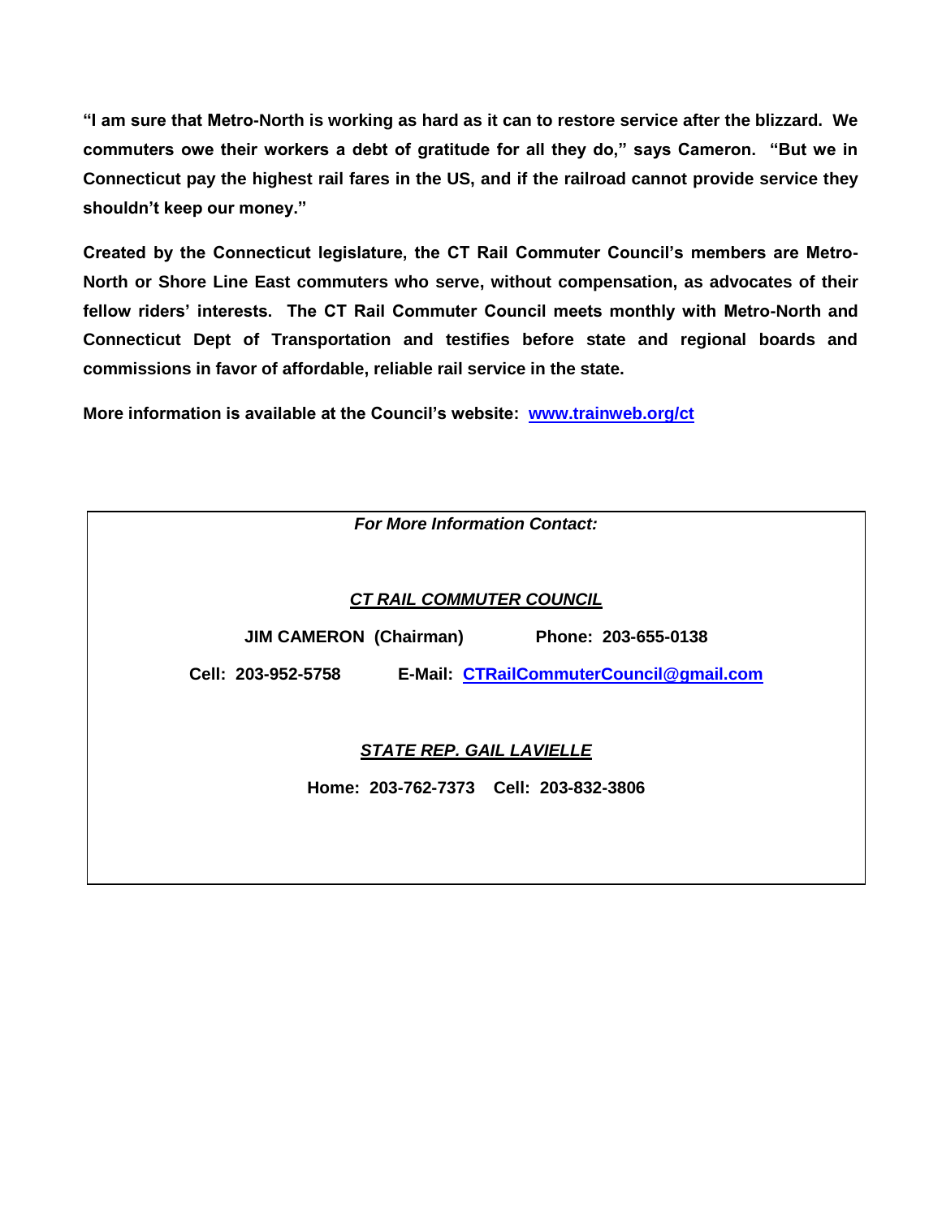**"I am sure that Metro-North is working as hard as it can to restore service after the blizzard. We commuters owe their workers a debt of gratitude for all they do," says Cameron. "But we in Connecticut pay the highest rail fares in the US, and if the railroad cannot provide service they shouldn't keep our money."**

**Created by the Connecticut legislature, the CT Rail Commuter Council's members are Metro-North or Shore Line East commuters who serve, without compensation, as advocates of their fellow riders' interests. The CT Rail Commuter Council meets monthly with Metro-North and Connecticut Dept of Transportation and testifies before state and regional boards and commissions in favor of affordable, reliable rail service in the state.**

**More information is available at the Council's website: [www.trainweb.org/ct](http://www.trainweb.org/ct)**

***For More Information Contact:***

***CT RAIL COMMUTER COUNCIL***

**JIM CAMERON (Chairman) Phone: 203-655-0138**

**Cell: 203-952-5758 E-Mail: [CTRailCommuterCouncil@gmail.com](mailto:CTRailCommuterCouncil@gmail.com)**

***STATE REP. GAIL LAVIELLE***

**Home: 203-762-7373 Cell: 203-832-3806**